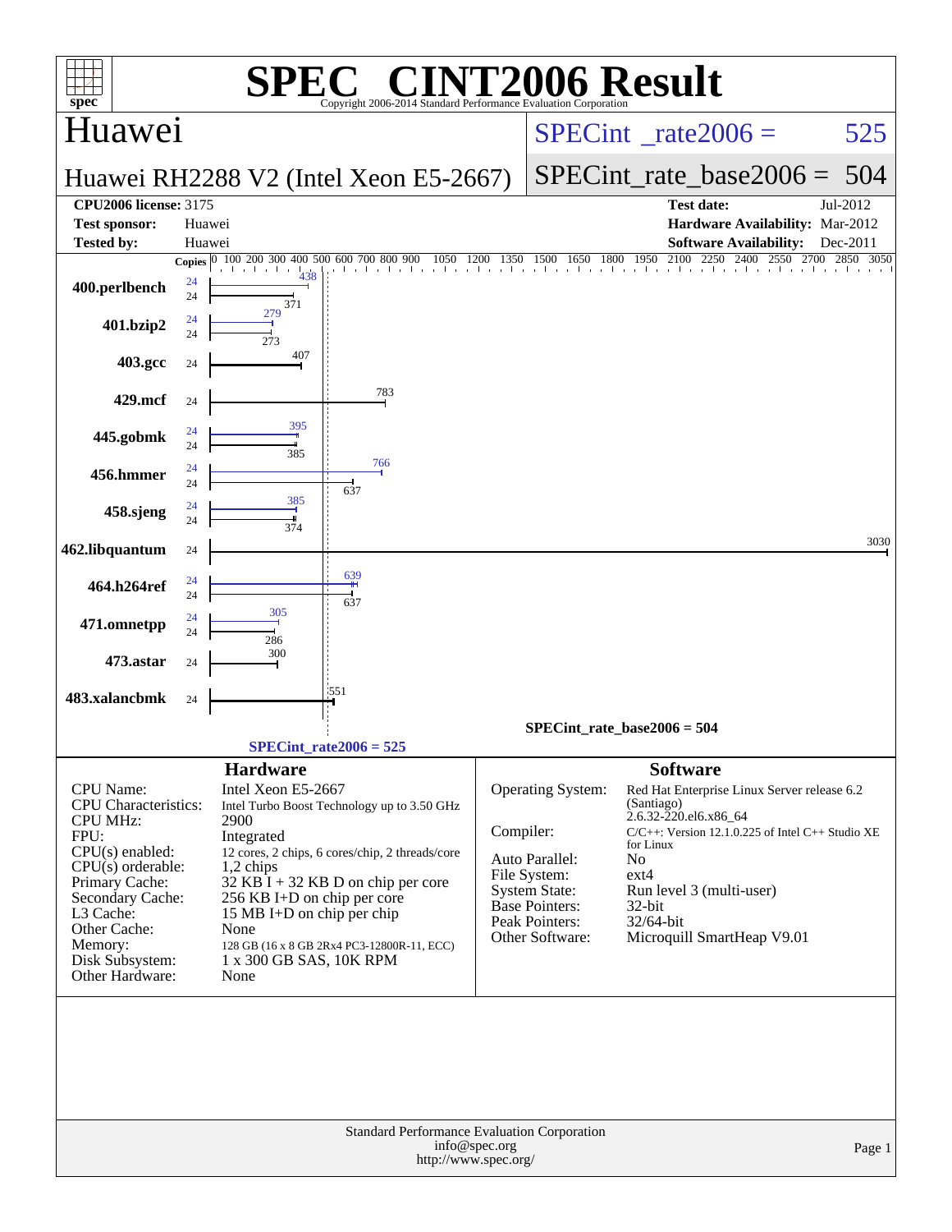# SPEC® CINT2006 Result

Copyright 2006-2014 Standard Performance Evaluation Corporation

## Huawei

**Huawei RH2288 V2 (Intel Xeon E5-2667)**

SPECint_rate2006 = 525

SPECint_rate_base2006 = 504

| | | | |
|---|---|---|---|
| **CPU2006 license:** 3175 | | **Test date:** | Jul-2012 |
| **Test sponsor:** | Huawei | **Hardware Availability:** | Mar-2012 |
| **Tested by:** | Huawei | **Software Availability:** | Dec-2011 |

| Benchmark | Copies (peak) | Copies (base) | Peak | Base |
|---|---|---|---|---|
| 400.perlbench | 24 | 24 | 438 | 371 |
| 401.bzip2 | 24 | 24 | 279 | 273 |
| 403.gcc | | 24 | | 407 |
| 429.mcf | | 24 | | 783 |
| 445.gobmk | 24 | 24 | 395 | 385 |
| 456.hmmer | 24 | 24 | 766 | 637 |
| 458.sjeng | 24 | 24 | 385 | 374 |
| 462.libquantum | | 24 | | 3030 |
| 464.h264ref | 24 | 24 | 639 | 637 |
| 471.omnetpp | 24 | 24 | 305 | 286 |
| 473.astar | | 24 | | 300 |
| 483.xalancbmk | | 24 | | 551 |

SPECint_rate_base2006 = 504

SPECint_rate2006 = 525

### Hardware

| | |
|---|---|
| CPU Name: | Intel Xeon E5-2667 |
| CPU Characteristics: | Intel Turbo Boost Technology up to 3.50 GHz |
| CPU MHz: | 2900 |
| FPU: | Integrated |
| CPU(s) enabled: | 12 cores, 2 chips, 6 cores/chip, 2 threads/core |
| CPU(s) orderable: | 1,2 chips |
| Primary Cache: | 32 KB I + 32 KB D on chip per core |
| Secondary Cache: | 256 KB I+D on chip per core |
| L3 Cache: | 15 MB I+D on chip per chip |
| Other Cache: | None |
| Memory: | 128 GB (16 x 8 GB 2Rx4 PC3-12800R-11, ECC) |
| Disk Subsystem: | 1 x 300 GB SAS, 10K RPM |
| Other Hardware: | None |

### Software

| | |
|---|---|
| Operating System: | Red Hat Enterprise Linux Server release 6.2 (Santiago) 2.6.32-220.el6.x86_64 |
| Compiler: | C/C++: Version 12.1.0.225 of Intel C++ Studio XE for Linux |
| Auto Parallel: | No |
| File System: | ext4 |
| System State: | Run level 3 (multi-user) |
| Base Pointers: | 32-bit |
| Peak Pointers: | 32/64-bit |
| Other Software: | Microquill SmartHeap V9.01 |

Standard Performance Evaluation Corporation
info@spec.org
http://www.spec.org/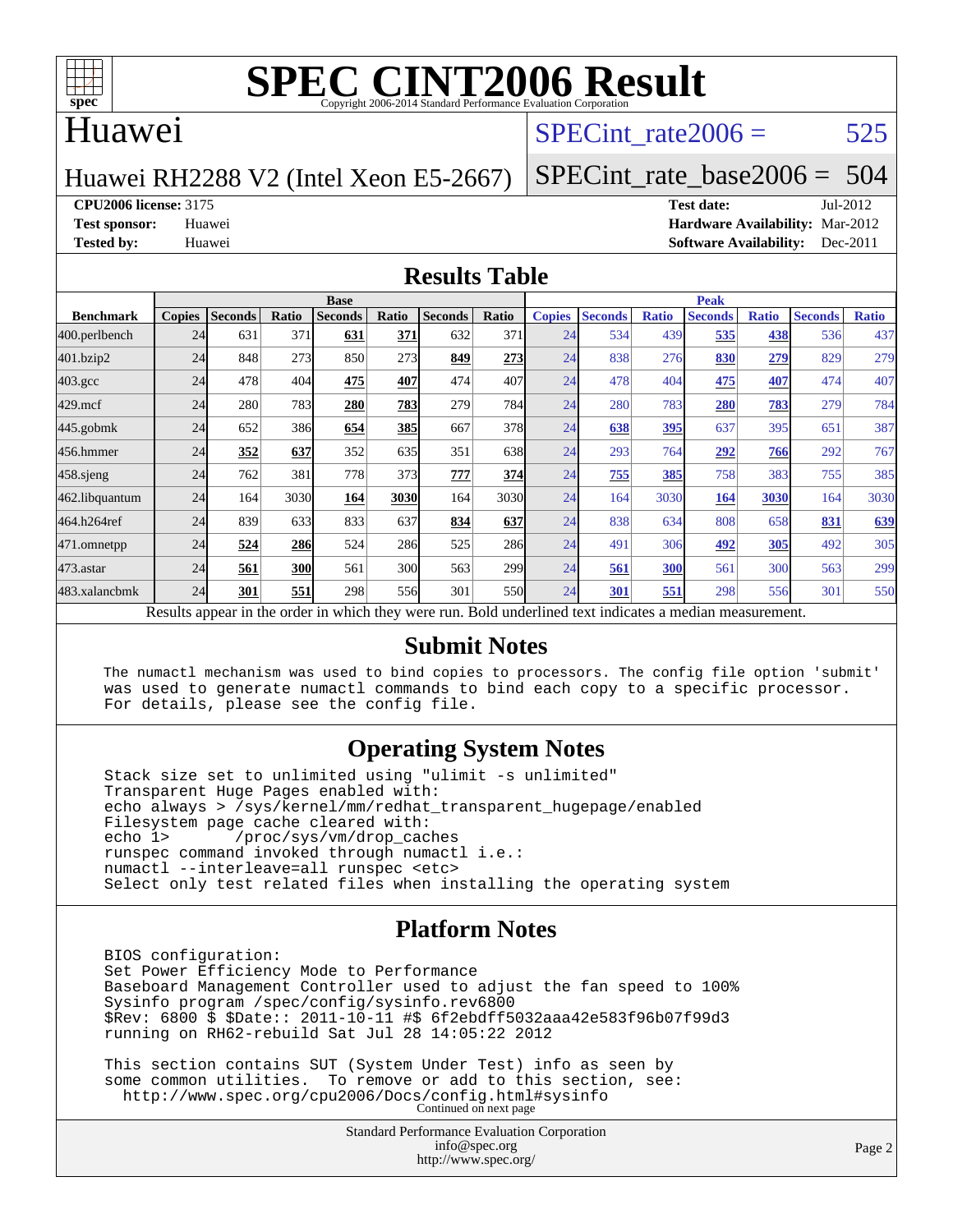# SPEC CINT2006 Result

Copyright 2006-2014 Standard Performance Evaluation Corporation

## Huawei

Huawei RH2288 V2 (Intel Xeon E5-2667)

SPECint_rate2006 = 525

SPECint_rate_base2006 = 504

**CPU2006 license:** 3175
**Test sponsor:** Huawei
**Tested by:** Huawei

**Test date:** Jul-2012
**Hardware Availability:** Mar-2012
**Software Availability:** Dec-2011

## Results Table

| Benchmark | Base | | | | | | | Peak | | | | | | |
|---|---|---|---|---|---|---|---|---|---|---|---|---|---|---|
| | Copies | Seconds | Ratio | Seconds | Ratio | Seconds | Ratio | Copies | Seconds | Ratio | Seconds | Ratio | Seconds | Ratio |
| 400.perlbench | 24 | 631 | 371 | **631** | **371** | 632 | 371 | 24 | 534 | 439 | **535** | **438** | 536 | 437 |
| 401.bzip2 | 24 | 848 | 273 | 850 | 273 | **849** | **273** | 24 | 838 | 276 | **830** | **279** | 829 | 279 |
| 403.gcc | 24 | 478 | 404 | **475** | **407** | 474 | 407 | 24 | 478 | 404 | **475** | **407** | 474 | 407 |
| 429.mcf | 24 | 280 | 783 | **280** | **783** | 279 | 784 | 24 | 280 | 783 | **280** | **783** | 279 | 784 |
| 445.gobmk | 24 | 652 | 386 | **654** | **385** | 667 | 378 | 24 | **638** | **395** | 637 | 395 | 651 | 387 |
| 456.hmmer | 24 | **352** | **637** | 352 | 635 | 351 | 638 | 24 | 293 | 764 | **292** | **766** | 292 | 767 |
| 458.sjeng | 24 | 762 | 381 | 778 | 373 | **777** | **374** | 24 | **755** | **385** | 758 | 383 | 755 | 385 |
| 462.libquantum | 24 | 164 | 3030 | **164** | **3030** | 164 | 3030 | 24 | 164 | 3030 | **164** | **3030** | 164 | 3030 |
| 464.h264ref | 24 | 839 | 633 | 833 | 637 | **834** | **637** | 24 | 838 | 634 | 808 | 658 | **831** | **639** |
| 471.omnetpp | 24 | **524** | **286** | 524 | 286 | 525 | 286 | 24 | 491 | 306 | **492** | **305** | 492 | 305 |
| 473.astar | 24 | **561** | **300** | 561 | 300 | 563 | 299 | 24 | **561** | **300** | 561 | 300 | 563 | 299 |
| 483.xalancbmk | 24 | **301** | **551** | 298 | 556 | 301 | 550 | 24 | **301** | **551** | 298 | 556 | 301 | 550 |

Results appear in the order in which they were run. Bold underlined text indicates a median measurement.

## Submit Notes

```
The numactl mechanism was used to bind copies to processors. The config file option 'submit'
was used to generate numactl commands to bind each copy to a specific processor.
For details, please see the config file.
```

## Operating System Notes

```
Stack size set to unlimited using "ulimit -s unlimited"
Transparent Huge Pages enabled with:
echo always > /sys/kernel/mm/redhat_transparent_hugepage/enabled
Filesystem page cache cleared with:
echo 1>       /proc/sys/vm/drop_caches
runspec command invoked through numactl i.e.:
numactl --interleave=all runspec <etc>
Select only test related files when installing the operating system
```

## Platform Notes

```
BIOS configuration:
Set Power Efficiency Mode to Performance
Baseboard Management Controller used to adjust the fan speed to 100%
Sysinfo program /spec/config/sysinfo.rev6800
$Rev: 6800 $ $Date:: 2011-10-11 #$ 6f2ebdff5032aaa42e583f96b07f99d3
running on RH62-rebuild Sat Jul 28 14:05:22 2012

This section contains SUT (System Under Test) info as seen by
some common utilities.  To remove or add to this section, see:
  http://www.spec.org/cpu2006/Docs/config.html#sysinfo
```

Continued on next page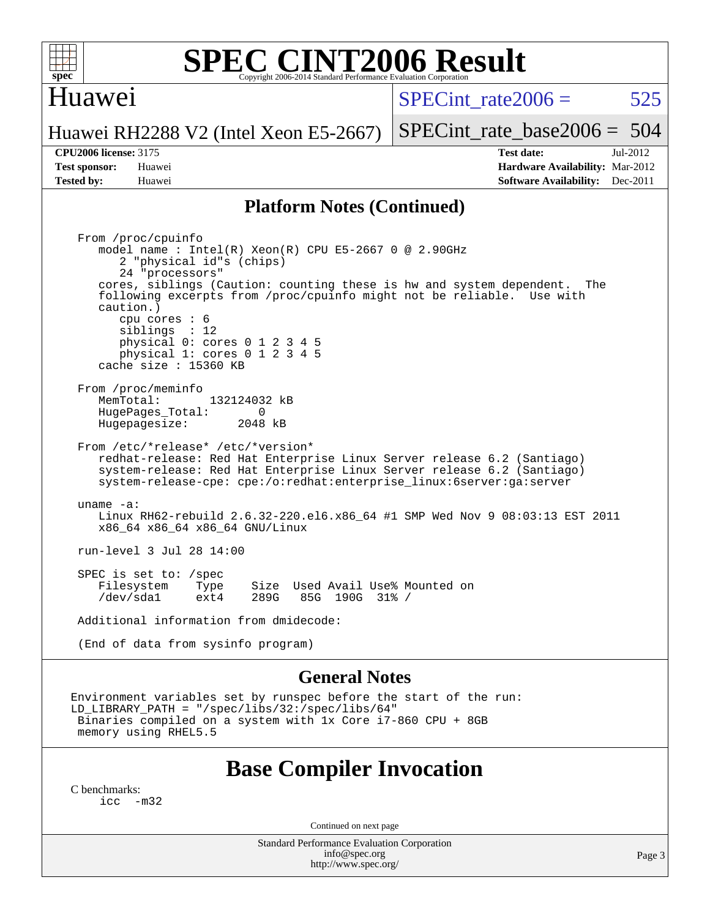## Platform Notes (Continued)

```
From /proc/cpuinfo
   model name : Intel(R) Xeon(R) CPU E5-2667 0 @ 2.90GHz
      2 "physical id"s (chips)
      24 "processors"
   cores, siblings (Caution: counting these is hw and system dependent.  The
   following excerpts from /proc/cpuinfo might not be reliable.  Use with
   caution.)
      cpu cores : 6
      siblings  : 12
      physical 0: cores 0 1 2 3 4 5
      physical 1: cores 0 1 2 3 4 5
   cache size : 15360 KB

From /proc/meminfo
   MemTotal:       132124032 kB
   HugePages_Total:       0
   Hugepagesize:       2048 kB

From /etc/*release* /etc/*version*
   redhat-release: Red Hat Enterprise Linux Server release 6.2 (Santiago)
   system-release: Red Hat Enterprise Linux Server release 6.2 (Santiago)
   system-release-cpe: cpe:/o:redhat:enterprise_linux:6server:ga:server

uname -a:
   Linux RH62-rebuild 2.6.32-220.el6.x86_64 #1 SMP Wed Nov 9 08:03:13 EST 2011
   x86_64 x86_64 x86_64 GNU/Linux

run-level 3 Jul 28 14:00

SPEC is set to: /spec
   Filesystem    Type    Size  Used Avail Use% Mounted on
   /dev/sda1     ext4    289G   85G  190G  31% /

Additional information from dmidecode:

(End of data from sysinfo program)
```

## General Notes

```
Environment variables set by runspec before the start of the run:
LD_LIBRARY_PATH = "/spec/libs/32:/spec/libs/64"
 Binaries compiled on a system with 1x Core i7-860 CPU + 8GB
 memory using RHEL5.5
```

# Base Compiler Invocation

C benchmarks:

```
icc  -m32
```

Continued on next page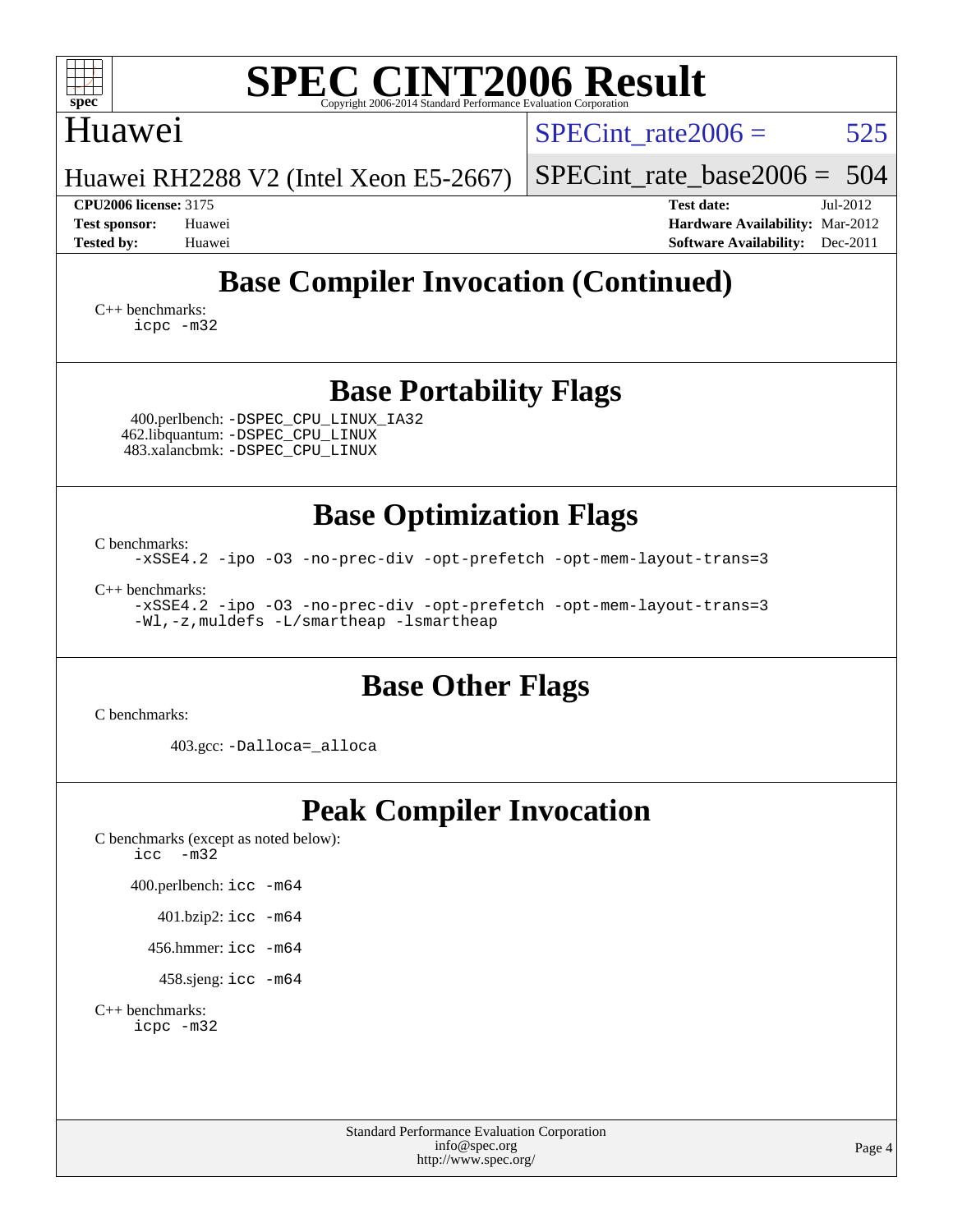# SPEC CINT2006 Result

Copyright 2006-2014 Standard Performance Evaluation Corporation

## Huawei

Huawei RH2288 V2 (Intel Xeon E5-2667)

SPECint_rate2006 = 525

SPECint_rate_base2006 = 504

**CPU2006 license:** 3175
**Test sponsor:** Huawei
**Tested by:** Huawei

**Test date:** Jul-2012
**Hardware Availability:** Mar-2012
**Software Availability:** Dec-2011

## Base Compiler Invocation (Continued)

C++ benchmarks:
```
icpc -m32
```

## Base Portability Flags

400.perlbench: `-DSPEC_CPU_LINUX_IA32`
462.libquantum: `-DSPEC_CPU_LINUX`
483.xalancbmk: `-DSPEC_CPU_LINUX`

## Base Optimization Flags

C benchmarks:
```
-xSSE4.2 -ipo -O3 -no-prec-div -opt-prefetch -opt-mem-layout-trans=3
```

C++ benchmarks:
```
-xSSE4.2 -ipo -O3 -no-prec-div -opt-prefetch -opt-mem-layout-trans=3
-Wl,-z,muldefs -L/smartheap -lsmartheap
```

## Base Other Flags

C benchmarks:

403.gcc: `-Dalloca=_alloca`

## Peak Compiler Invocation

C benchmarks (except as noted below):
```
icc   -m32
```

400.perlbench: `icc -m64`

401.bzip2: `icc -m64`

456.hmmer: `icc -m64`

458.sjeng: `icc -m64`

C++ benchmarks:
```
icpc -m32
```

Standard Performance Evaluation Corporation
info@spec.org
http://www.spec.org/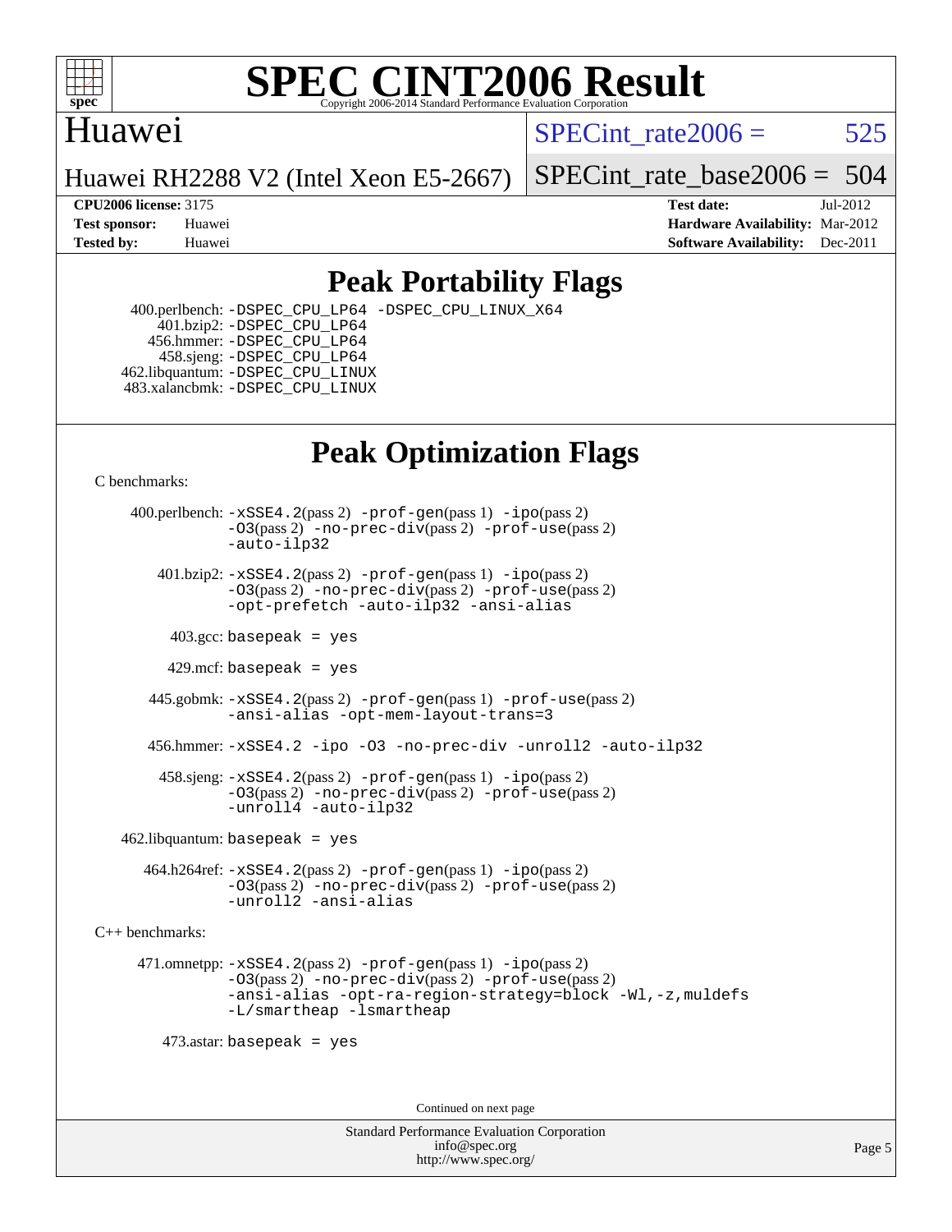# Peak Portability Flags

400.perlbench: -DSPEC_CPU_LP64 -DSPEC_CPU_LINUX_X64
401.bzip2: -DSPEC_CPU_LP64
456.hmmer: -DSPEC_CPU_LP64
458.sjeng: -DSPEC_CPU_LP64
462.libquantum: -DSPEC_CPU_LINUX
483.xalancbmk: -DSPEC_CPU_LINUX

# Peak Optimization Flags

C benchmarks:

400.perlbench: -xSSE4.2(pass 2) -prof-gen(pass 1) -ipo(pass 2) -O3(pass 2) -no-prec-div(pass 2) -prof-use(pass 2) -auto-ilp32

401.bzip2: -xSSE4.2(pass 2) -prof-gen(pass 1) -ipo(pass 2) -O3(pass 2) -no-prec-div(pass 2) -prof-use(pass 2) -opt-prefetch -auto-ilp32 -ansi-alias

403.gcc: basepeak = yes

429.mcf: basepeak = yes

445.gobmk: -xSSE4.2(pass 2) -prof-gen(pass 1) -prof-use(pass 2) -ansi-alias -opt-mem-layout-trans=3

456.hmmer: -xSSE4.2 -ipo -O3 -no-prec-div -unroll2 -auto-ilp32

458.sjeng: -xSSE4.2(pass 2) -prof-gen(pass 1) -ipo(pass 2) -O3(pass 2) -no-prec-div(pass 2) -prof-use(pass 2) -unroll4 -auto-ilp32

462.libquantum: basepeak = yes

464.h264ref: -xSSE4.2(pass 2) -prof-gen(pass 1) -ipo(pass 2) -O3(pass 2) -no-prec-div(pass 2) -prof-use(pass 2) -unroll2 -ansi-alias

C++ benchmarks:

471.omnetpp: -xSSE4.2(pass 2) -prof-gen(pass 1) -ipo(pass 2) -O3(pass 2) -no-prec-div(pass 2) -prof-use(pass 2) -ansi-alias -opt-ra-region-strategy=block -Wl,-z,muldefs -L/smartheap -lsmartheap

473.astar: basepeak = yes

Continued on next page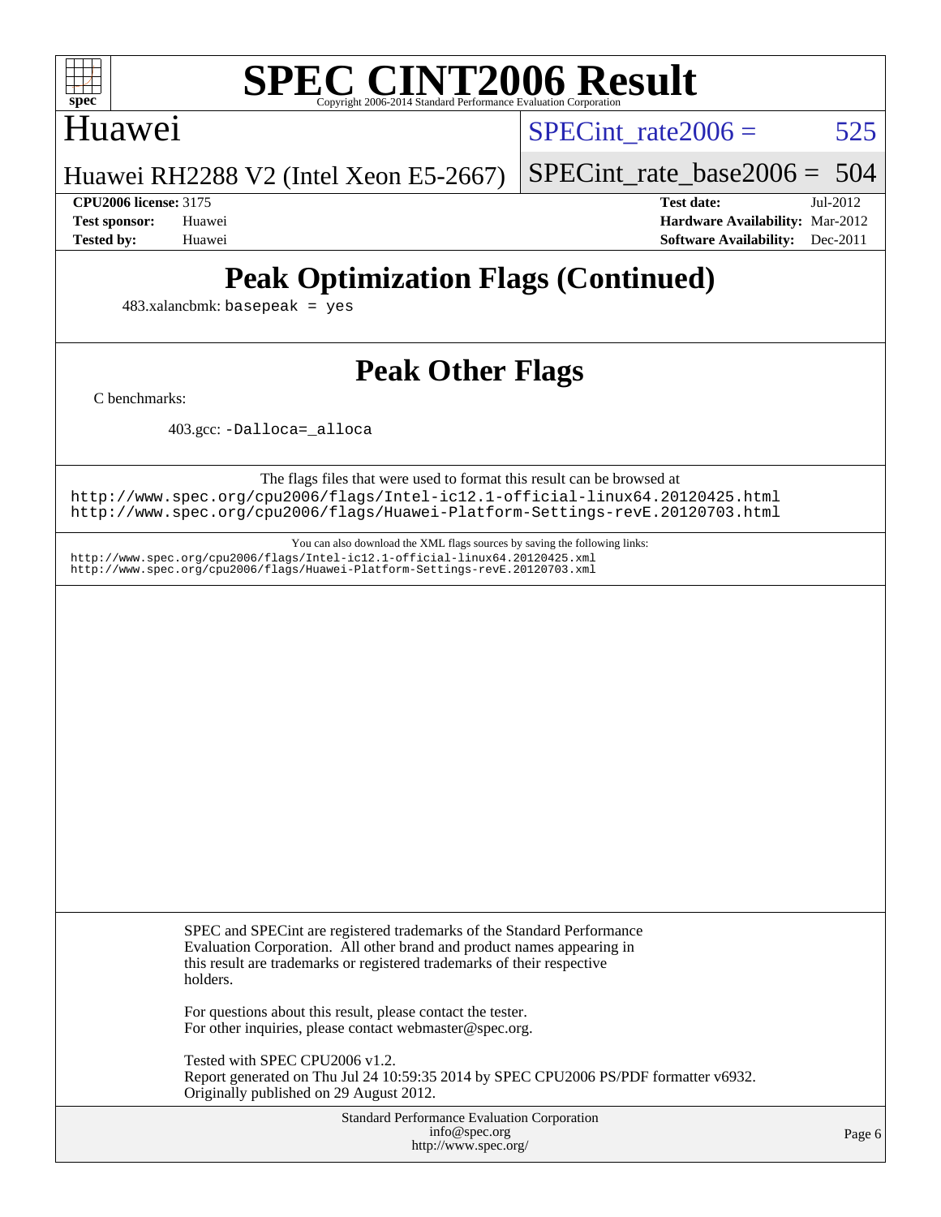## Peak Optimization Flags (Continued)

483.xalancbmk: basepeak = yes

## Peak Other Flags

C benchmarks:

403.gcc: -Dalloca=_alloca

The flags files that were used to format this result can be browsed at
http://www.spec.org/cpu2006/flags/Intel-ic12.1-official-linux64.20120425.html
http://www.spec.org/cpu2006/flags/Huawei-Platform-Settings-revE.20120703.html

You can also download the XML flags sources by saving the following links:
http://www.spec.org/cpu2006/flags/Intel-ic12.1-official-linux64.20120425.xml
http://www.spec.org/cpu2006/flags/Huawei-Platform-Settings-revE.20120703.xml

SPEC and SPECint are registered trademarks of the Standard Performance Evaluation Corporation. All other brand and product names appearing in this result are trademarks or registered trademarks of their respective holders.

For questions about this result, please contact the tester.
For other inquiries, please contact webmaster@spec.org.

Tested with SPEC CPU2006 v1.2.
Report generated on Thu Jul 24 10:59:35 2014 by SPEC CPU2006 PS/PDF formatter v6932.
Originally published on 29 August 2012.